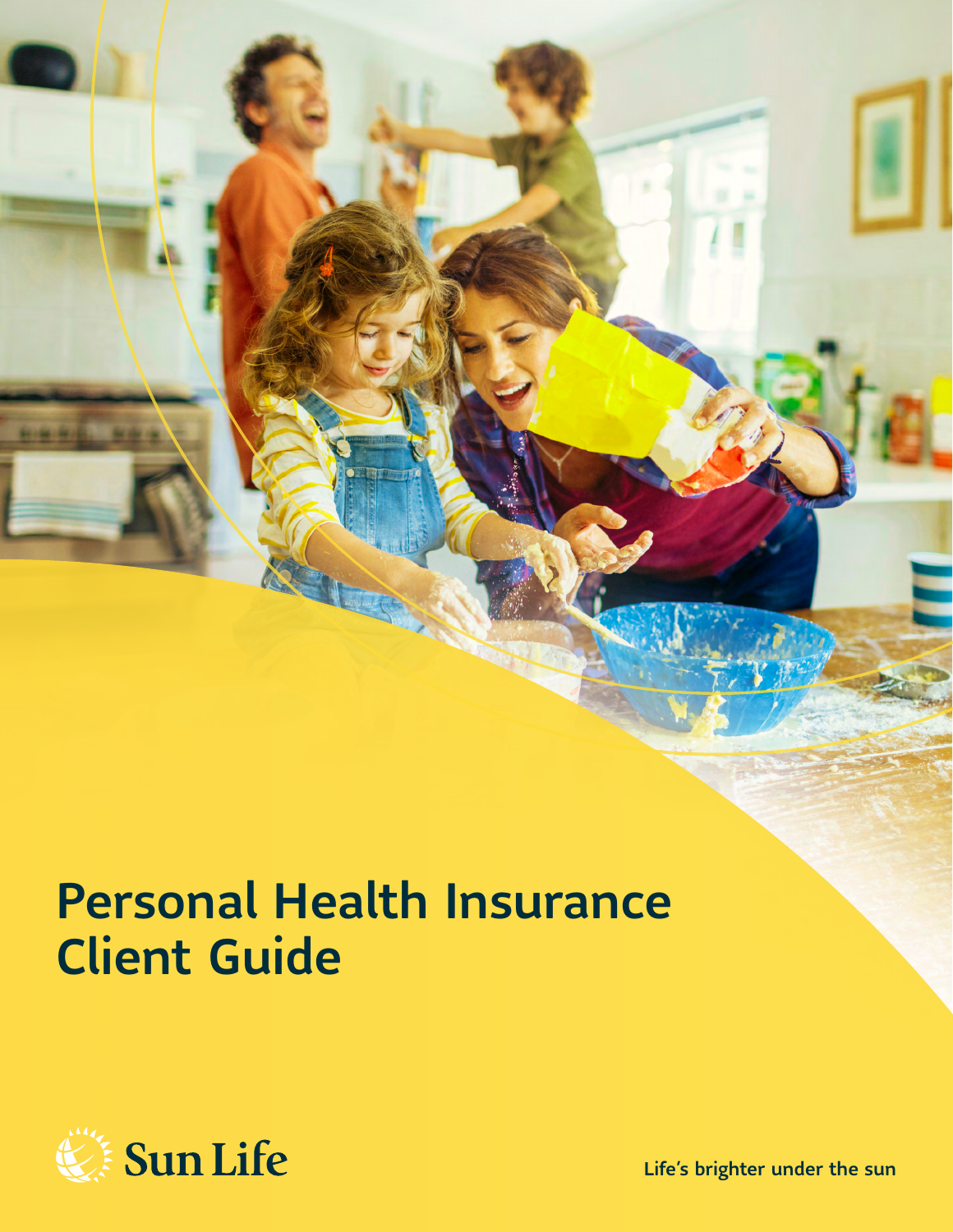# Personal Health Insurance Client Guide

Sun Life

Life's brighter under the sun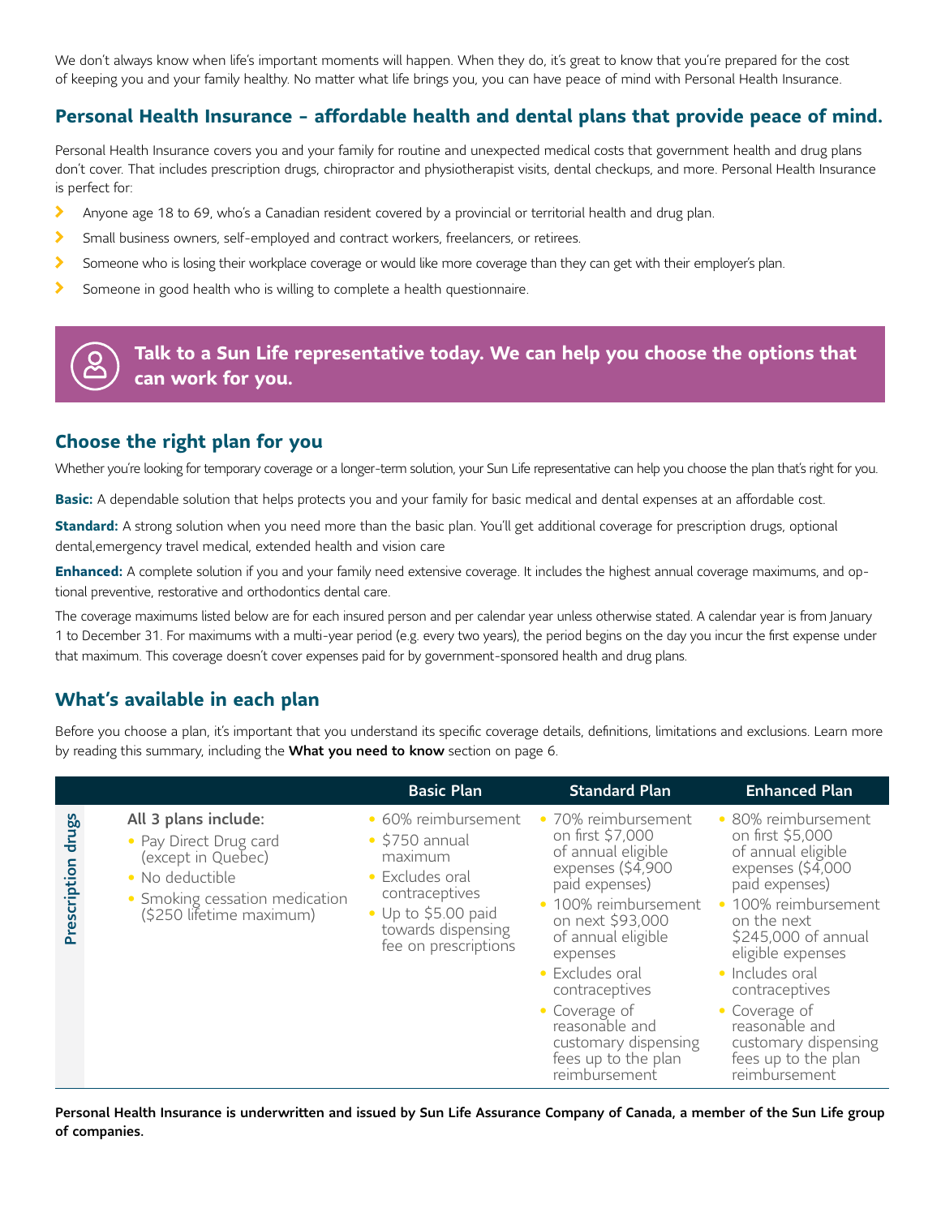We don't always know when life's important moments will happen. When they do, it's great to know that you're prepared for the cost of keeping you and your family healthy. No matter what life brings you, you can have peace of mind with Personal Health Insurance.

## Personal Health Insurance – affordable health and dental plans that provide peace of mind.

Personal Health Insurance covers you and your family for routine and unexpected medical costs that government health and drug plans don't cover. That includes prescription drugs, chiropractor and physiotherapist visits, dental checkups, and more. Personal Health Insurance is perfect for:

- Anyone age 18 to 69, who's a Canadian resident covered by a provincial or territorial health and drug plan.
- Small business owners, self-employed and contract workers, freelancers, or retirees.
- Someone who is losing their workplace coverage or would like more coverage than they can get with their employer's plan.
- Someone in good health who is willing to complete a health questionnaire.

**Talk to a Sun Life representative today. We can help you choose the options that can work for you.**

## Choose the right plan for you

Whether you're looking for temporary coverage or a longer-term solution, your Sun Life representative can help you choose the plan that's right for you.

**Basic:** A dependable solution that helps protects you and your family for basic medical and dental expenses at an affordable cost.

**Standard:** A strong solution when you need more than the basic plan. You'll get additional coverage for prescription drugs, optional dental,emergency travel medical, extended health and vision care

**Enhanced:** A complete solution if you and your family need extensive coverage. It includes the highest annual coverage maximums, and optional preventive, restorative and orthodontics dental care.

The coverage maximums listed below are for each insured person and per calendar year unless otherwise stated. A calendar year is from January 1 to December 31. For maximums with a multi-year period (e.g. every two years), the period begins on the day you incur the first expense under that maximum. This coverage doesn't cover expenses paid for by government-sponsored health and drug plans.

## What's available in each plan

Before you choose a plan, it's important that you understand its specific coverage details, definitions, limitations and exclusions. Learn more by reading this summary, including the **What you need to know** section on page 6.

| | | Basic Plan | Standard Plan | Enhanced Plan |
|---|---|---|---|---|
| **Prescription drugs** | **All 3 plans include:**<br>• Pay Direct Drug card (except in Quebec)<br>• No deductible<br>• Smoking cessation medication ($250 lifetime maximum) | • 60% reimbursement<br>• $750 annual maximum<br>• Excludes oral contraceptives<br>• Up to $5.00 paid towards dispensing fee on prescriptions | • 70% reimbursement on first $7,000 of annual eligible expenses ($4,900 paid expenses)<br>• 100% reimbursement on next $93,000 of annual eligible expenses<br>• Excludes oral contraceptives<br>• Coverage of reasonable and customary dispensing fees up to the plan reimbursement | • 80% reimbursement on first $5,000 of annual eligible expenses ($4,000 paid expenses)<br>• 100% reimbursement on the next $245,000 of annual eligible expenses<br>• Includes oral contraceptives<br>• Coverage of reasonable and customary dispensing fees up to the plan reimbursement |

**Personal Health Insurance is underwritten and issued by Sun Life Assurance Company of Canada, a member of the Sun Life group of companies.**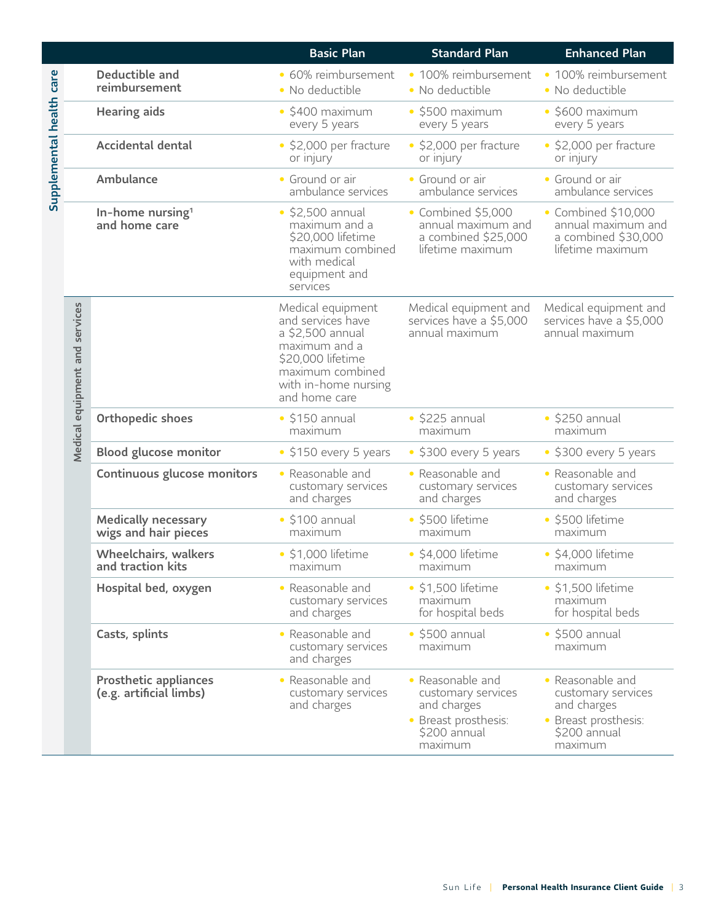| | | Basic Plan | Standard Plan | Enhanced Plan |
|---|---|---|---|---|
| Supplemental health care | **Deductible and reimbursement** | • 60% reimbursement<br>• No deductible | • 100% reimbursement<br>• No deductible | • 100% reimbursement<br>• No deductible |
| | **Hearing aids** | • $400 maximum every 5 years | • $500 maximum every 5 years | • $600 maximum every 5 years |
| | **Accidental dental** | • $2,000 per fracture or injury | • $2,000 per fracture or injury | • $2,000 per fracture or injury |
| | **Ambulance** | • Ground or air ambulance services | • Ground or air ambulance services | • Ground or air ambulance services |
| | **In-home nursing[1] and home care** | • $2,500 annual maximum and a $20,000 lifetime maximum combined with medical equipment and services | • Combined $5,000 annual maximum and a combined $25,000 lifetime maximum | • Combined $10,000 annual maximum and a combined $30,000 lifetime maximum |
| Medical equipment and services | | Medical equipment and services have a $2,500 annual maximum and a $20,000 lifetime maximum combined with in-home nursing and home care | Medical equipment and services have a $5,000 annual maximum | Medical equipment and services have a $5,000 annual maximum |
| | **Orthopedic shoes** | • $150 annual maximum | • $225 annual maximum | • $250 annual maximum |
| | **Blood glucose monitor** | • $150 every 5 years | • $300 every 5 years | • $300 every 5 years |
| | **Continuous glucose monitors** | • Reasonable and customary services and charges | • Reasonable and customary services and charges | • Reasonable and customary services and charges |
| | **Medically necessary wigs and hair pieces** | • $100 annual maximum | • $500 lifetime maximum | • $500 lifetime maximum |
| | **Wheelchairs, walkers and traction kits** | • $1,000 lifetime maximum | • $4,000 lifetime maximum | • $4,000 lifetime maximum |
| | **Hospital bed, oxygen** | • Reasonable and customary services and charges | • $1,500 lifetime maximum for hospital beds | • $1,500 lifetime maximum for hospital beds |
| | **Casts, splints** | • Reasonable and customary services and charges | • $500 annual maximum | • $500 annual maximum |
| | **Prosthetic appliances (e.g. artificial limbs)** | • Reasonable and customary services and charges | • Reasonable and customary services and charges<br>• Breast prosthesis: $200 annual maximum | • Reasonable and customary services and charges<br>• Breast prosthesis: $200 annual maximum |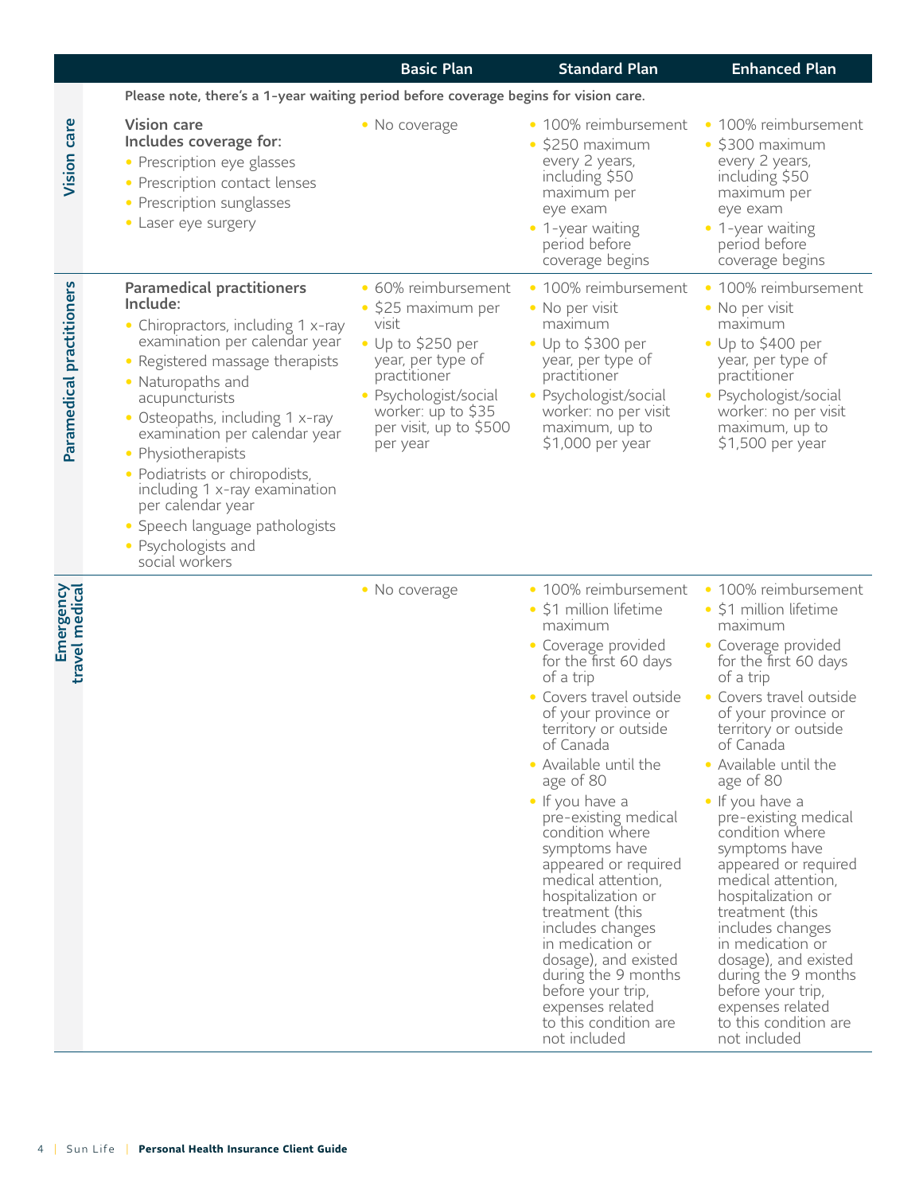| | | Basic Plan | Standard Plan | Enhanced Plan |
|---|---|---|---|---|
| | **Please note, there's a 1-year waiting period before coverage begins for vision care.** | | | |
| **Vision care** | **Vision care Includes coverage for:** • Prescription eye glasses • Prescription contact lenses • Prescription sunglasses • Laser eye surgery | • No coverage | • 100% reimbursement • $250 maximum every 2 years, including $50 maximum per eye exam • 1-year waiting period before coverage begins | • 100% reimbursement • $300 maximum every 2 years, including $50 maximum per eye exam • 1-year waiting period before coverage begins |
| **Paramedical practitioners** | **Paramedical practitioners Include:** • Chiropractors, including 1 x-ray examination per calendar year • Registered massage therapists • Naturopaths and acupuncturists • Osteopaths, including 1 x-ray examination per calendar year • Physiotherapists • Podiatrists or chiropodists, including 1 x-ray examination per calendar year • Speech language pathologists • Psychologists and social workers | • 60% reimbursement • $25 maximum per visit • Up to $250 per year, per type of practitioner • Psychologist/social worker: up to $35 per visit, up to $500 per year | • 100% reimbursement • No per visit maximum • Up to $300 per year, per type of practitioner • Psychologist/social worker: no per visit maximum, up to $1,000 per year | • 100% reimbursement • No per visit maximum • Up to $400 per year, per type of practitioner • Psychologist/social worker: no per visit maximum, up to $1,500 per year |
| **Emergency travel medical** | | • No coverage | • 100% reimbursement • $1 million lifetime maximum • Coverage provided for the first 60 days of a trip • Covers travel outside of your province or territory or outside of Canada • Available until the age of 80 • If you have a pre-existing medical condition where symptoms have appeared or required medical attention, hospitalization or treatment (this includes changes in medication or dosage), and existed during the 9 months before your trip, expenses related to this condition are not included | • 100% reimbursement • $1 million lifetime maximum • Coverage provided for the first 60 days of a trip • Covers travel outside of your province or territory or outside of Canada • Available until the age of 80 • If you have a pre-existing medical condition where symptoms have appeared or required medical attention, hospitalization or treatment (this includes changes in medication or dosage), and existed during the 9 months before your trip, expenses related to this condition are not included |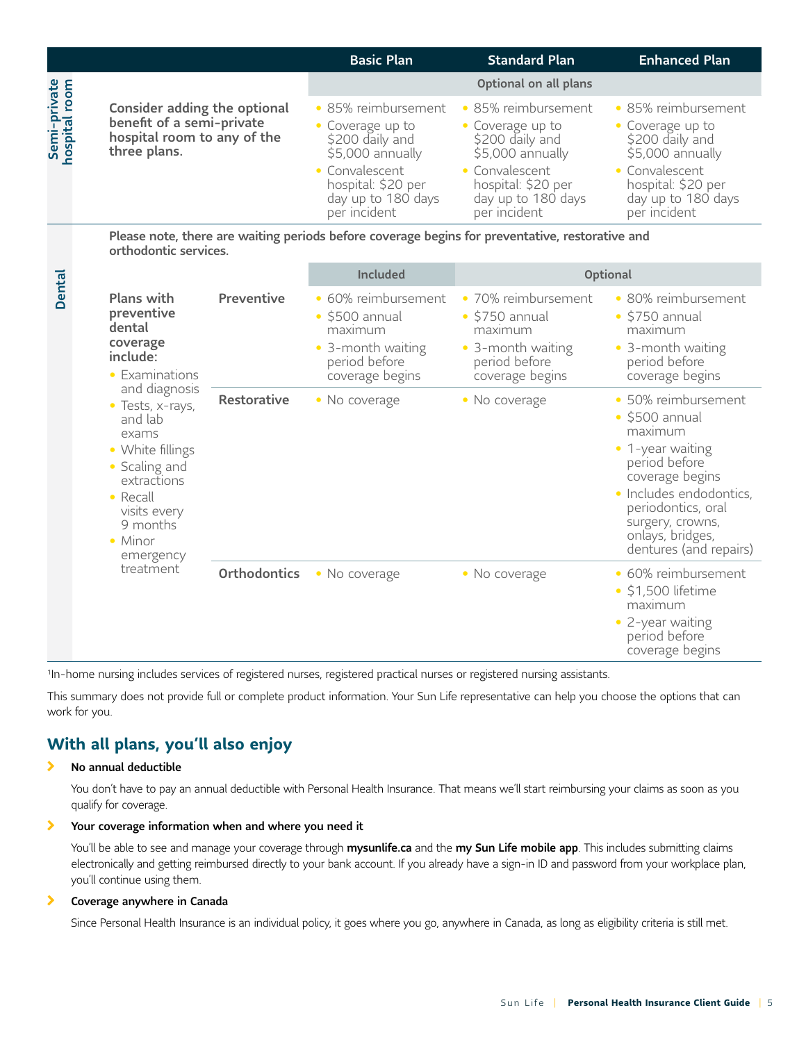| | | Basic Plan | Standard Plan | Enhanced Plan |
|---|---|---|---|---|
| **Semi-private hospital room** | | Optional on all plans | | |
| | **Consider adding the optional benefit of a semi-private hospital room to any of the three plans.** | • 85% reimbursement<br>• Coverage up to $200 daily and $5,000 annually<br>• Convalescent hospital: $20 per day up to 180 days per incident | • 85% reimbursement<br>• Coverage up to $200 daily and $5,000 annually<br>• Convalescent hospital: $20 per day up to 180 days per incident | • 85% reimbursement<br>• Coverage up to $200 daily and $5,000 annually<br>• Convalescent hospital: $20 per day up to 180 days per incident |

**Dental**

**Please note, there are waiting periods before coverage begins for preventative, restorative and orthodontic services.**

| Plans with preventive dental coverage include: | | Included | Optional | |
|---|---|---|---|---|
| • Examinations and diagnosis<br>• Tests, x-rays, and lab exams<br>• White fillings<br>• Scaling and extractions<br>• Recall visits every 9 months<br>• Minor emergency treatment | **Preventive** | • 60% reimbursement<br>• $500 annual maximum<br>• 3-month waiting period before coverage begins | • 70% reimbursement<br>• $750 annual maximum<br>• 3-month waiting period before coverage begins | • 80% reimbursement<br>• $750 annual maximum<br>• 3-month waiting period before coverage begins |
| | **Restorative** | • No coverage | • No coverage | • 50% reimbursement<br>• $500 annual maximum<br>• 1-year waiting period before coverage begins<br>• Includes endodontics, periodontics, oral surgery, crowns, onlays, bridges, dentures (and repairs) |
| | **Orthodontics** | • No coverage | • No coverage | • 60% reimbursement<br>• $1,500 lifetime maximum<br>• 2-year waiting period before coverage begins |

[1]In-home nursing includes services of registered nurses, registered practical nurses or registered nursing assistants.

This summary does not provide full or complete product information. Your Sun Life representative can help you choose the options that can work for you.

## With all plans, you'll also enjoy

**No annual deductible**

You don't have to pay an annual deductible with Personal Health Insurance. That means we'll start reimbursing your claims as soon as you qualify for coverage.

**Your coverage information when and where you need it**

You'll be able to see and manage your coverage through **mysunlife.ca** and the **my Sun Life mobile app**. This includes submitting claims electronically and getting reimbursed directly to your bank account. If you already have a sign-in ID and password from your workplace plan, you'll continue using them.

**Coverage anywhere in Canada**

Since Personal Health Insurance is an individual policy, it goes where you go, anywhere in Canada, as long as eligibility criteria is still met.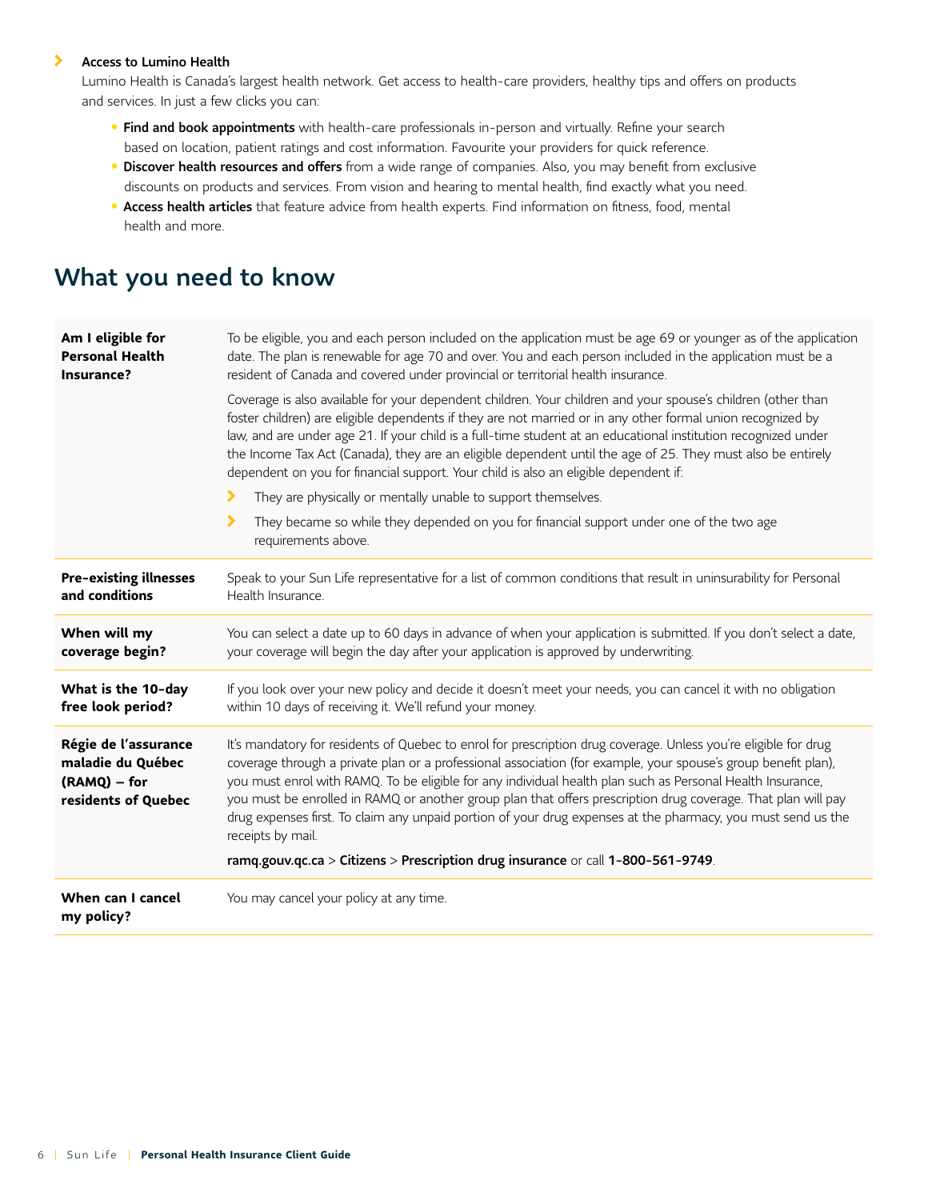- **Access to Lumino Health**

  Lumino Health is Canada's largest health network. Get access to health-care providers, healthy tips and offers on products and services. In just a few clicks you can:

  - **Find and book appointments** with health-care professionals in-person and virtually. Refine your search based on location, patient ratings and cost information. Favourite your providers for quick reference.
  - **Discover health resources and offers** from a wide range of companies. Also, you may benefit from exclusive discounts on products and services. From vision and hearing to mental health, find exactly what you need.
  - **Access health articles** that feature advice from health experts. Find information on fitness, food, mental health and more.

## What you need to know

| | |
|---|---|
| **Am I eligible for Personal Health Insurance?** | To be eligible, you and each person included on the application must be age 69 or younger as of the application date. The plan is renewable for age 70 and over. You and each person included in the application must be a resident of Canada and covered under provincial or territorial health insurance.<br><br>Coverage is also available for your dependent children. Your children and your spouse's children (other than foster children) are eligible dependents if they are not married or in any other formal union recognized by law, and are under age 21. If your child is a full-time student at an educational institution recognized under the Income Tax Act (Canada), they are an eligible dependent until the age of 25. They must also be entirely dependent on you for financial support. Your child is also an eligible dependent if:<br>› They are physically or mentally unable to support themselves.<br>› They became so while they depended on you for financial support under one of the two age requirements above. |
| **Pre-existing illnesses and conditions** | Speak to your Sun Life representative for a list of common conditions that result in uninsurability for Personal Health Insurance. |
| **When will my coverage begin?** | You can select a date up to 60 days in advance of when your application is submitted. If you don't select a date, your coverage will begin the day after your application is approved by underwriting. |
| **What is the 10-day free look period?** | If you look over your new policy and decide it doesn't meet your needs, you can cancel it with no obligation within 10 days of receiving it. We'll refund your money. |
| **Régie de l'assurance maladie du Québec (RAMQ) – for residents of Quebec** | It's mandatory for residents of Quebec to enrol for prescription drug coverage. Unless you're eligible for drug coverage through a private plan or a professional association (for example, your spouse's group benefit plan), you must enrol with RAMQ. To be eligible for any individual health plan such as Personal Health Insurance, you must be enrolled in RAMQ or another group plan that offers prescription drug coverage. That plan will pay drug expenses first. To claim any unpaid portion of your drug expenses at the pharmacy, you must send us the receipts by mail.<br><br>**ramq.gouv.qc.ca** > **Citizens** > **Prescription drug insurance** or call **1-800-561-9749**. |
| **When can I cancel my policy?** | You may cancel your policy at any time. |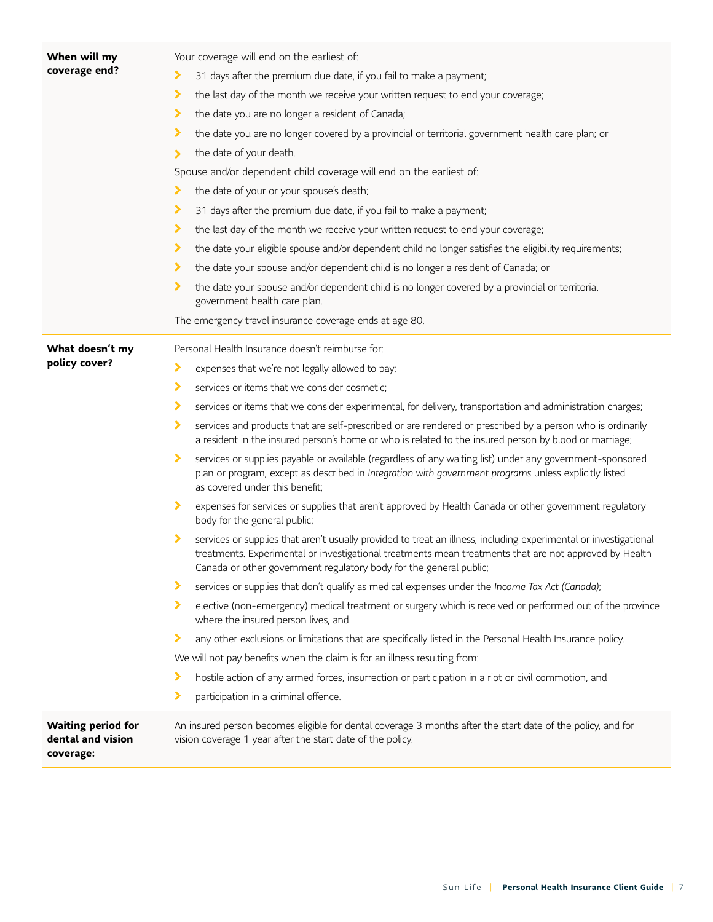### When will my coverage end?

Your coverage will end on the earliest of:

- 31 days after the premium due date, if you fail to make a payment;
- the last day of the month we receive your written request to end your coverage;
- the date you are no longer a resident of Canada;
- the date you are no longer covered by a provincial or territorial government health care plan; or
- the date of your death.

Spouse and/or dependent child coverage will end on the earliest of:

- the date of your or your spouse's death;
- 31 days after the premium due date, if you fail to make a payment;
- the last day of the month we receive your written request to end your coverage;
- the date your eligible spouse and/or dependent child no longer satisfies the eligibility requirements;
- the date your spouse and/or dependent child is no longer a resident of Canada; or
- the date your spouse and/or dependent child is no longer covered by a provincial or territorial government health care plan.

The emergency travel insurance coverage ends at age 80.

### What doesn't my policy cover?

Personal Health Insurance doesn't reimburse for:

- expenses that we're not legally allowed to pay;
- services or items that we consider cosmetic;
- services or items that we consider experimental, for delivery, transportation and administration charges;
- services and products that are self-prescribed or are rendered or prescribed by a person who is ordinarily a resident in the insured person's home or who is related to the insured person by blood or marriage;
- services or supplies payable or available (regardless of any waiting list) under any government-sponsored plan or program, except as described in *Integration with government programs* unless explicitly listed as covered under this benefit;
- expenses for services or supplies that aren't approved by Health Canada or other government regulatory body for the general public;
- services or supplies that aren't usually provided to treat an illness, including experimental or investigational treatments. Experimental or investigational treatments mean treatments that are not approved by Health Canada or other government regulatory body for the general public;
- services or supplies that don't qualify as medical expenses under the *Income Tax Act (Canada)*;
- elective (non-emergency) medical treatment or surgery which is received or performed out of the province where the insured person lives, and
- any other exclusions or limitations that are specifically listed in the Personal Health Insurance policy.

We will not pay benefits when the claim is for an illness resulting from:

- hostile action of any armed forces, insurrection or participation in a riot or civil commotion, and
- participation in a criminal offence.

### Waiting period for dental and vision coverage:

An insured person becomes eligible for dental coverage 3 months after the start date of the policy, and for vision coverage 1 year after the start date of the policy.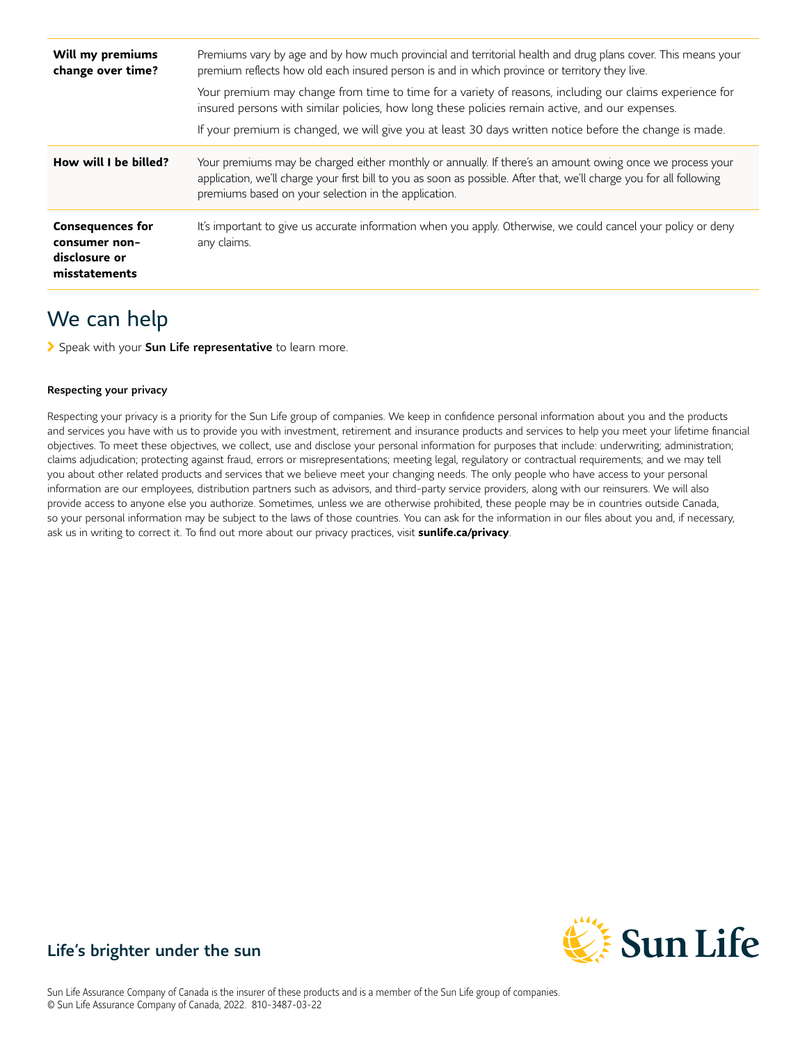| | |
|---|---|
| **Will my premiums change over time?** | Premiums vary by age and by how much provincial and territorial health and drug plans cover. This means your premium reflects how old each insured person is and in which province or territory they live.<br><br>Your premium may change from time to time for a variety of reasons, including our claims experience for insured persons with similar policies, how long these policies remain active, and our expenses.<br><br>If your premium is changed, we will give you at least 30 days written notice before the change is made. |
| **How will I be billed?** | Your premiums may be charged either monthly or annually. If there's an amount owing once we process your application, we'll charge your first bill to you as soon as possible. After that, we'll charge you for all following premiums based on your selection in the application. |
| **Consequences for consumer non-disclosure or misstatements** | It's important to give us accurate information when you apply. Otherwise, we could cancel your policy or deny any claims. |

# We can help

› Speak with your **Sun Life representative** to learn more.

**Respecting your privacy**

Respecting your privacy is a priority for the Sun Life group of companies. We keep in confidence personal information about you and the products and services you have with us to provide you with investment, retirement and insurance products and services to help you meet your lifetime financial objectives. To meet these objectives, we collect, use and disclose your personal information for purposes that include: underwriting; administration; claims adjudication; protecting against fraud, errors or misrepresentations; meeting legal, regulatory or contractual requirements; and we may tell you about other related products and services that we believe meet your changing needs. The only people who have access to your personal information are our employees, distribution partners such as advisors, and third-party service providers, along with our reinsurers. We will also provide access to anyone else you authorize. Sometimes, unless we are otherwise prohibited, these people may be in countries outside Canada, so your personal information may be subject to the laws of those countries. You can ask for the information in our files about you and, if necessary, ask us in writing to correct it. To find out more about our privacy practices, visit **sunlife.ca/privacy**.

**Life's brighter under the sun**

Sun Life

Sun Life Assurance Company of Canada is the insurer of these products and is a member of the Sun Life group of companies.
© Sun Life Assurance Company of Canada, 2022. 810-3487-03-22